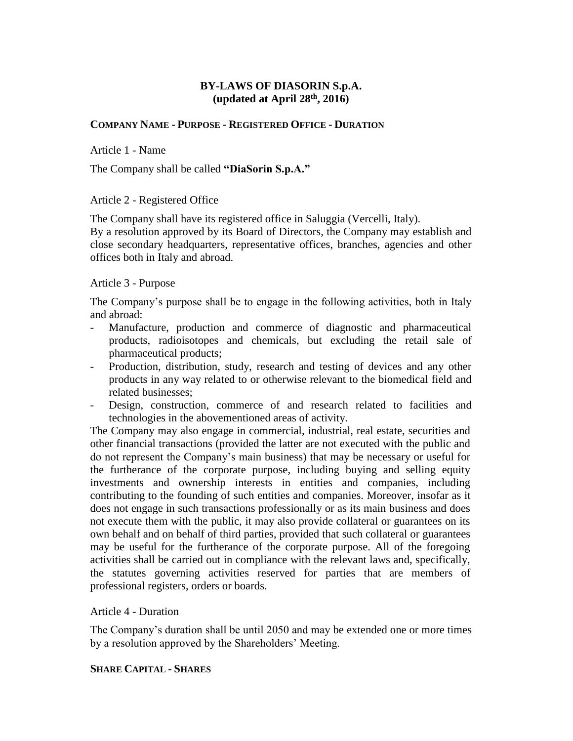# BY-LAWS OF DIASORIN S.p.A.
**(updated at April 28th, 2016)**

## COMPANY NAME - PURPOSE - REGISTERED OFFICE - DURATION

Article 1 - Name

The Company shall be called **"DiaSorin S.p.A."**

Article 2 - Registered Office

The Company shall have its registered office in Saluggia (Vercelli, Italy).
By a resolution approved by its Board of Directors, the Company may establish and close secondary headquarters, representative offices, branches, agencies and other offices both in Italy and abroad.

Article 3 - Purpose

The Company's purpose shall be to engage in the following activities, both in Italy and abroad:

- Manufacture, production and commerce of diagnostic and pharmaceutical products, radioisotopes and chemicals, but excluding the retail sale of pharmaceutical products;
- Production, distribution, study, research and testing of devices and any other products in any way related to or otherwise relevant to the biomedical field and related businesses;
- Design, construction, commerce of and research related to facilities and technologies in the abovementioned areas of activity.

The Company may also engage in commercial, industrial, real estate, securities and other financial transactions (provided the latter are not executed with the public and do not represent the Company's main business) that may be necessary or useful for the furtherance of the corporate purpose, including buying and selling equity investments and ownership interests in entities and companies, including contributing to the founding of such entities and companies. Moreover, insofar as it does not engage in such transactions professionally or as its main business and does not execute them with the public, it may also provide collateral or guarantees on its own behalf and on behalf of third parties, provided that such collateral or guarantees may be useful for the furtherance of the corporate purpose. All of the foregoing activities shall be carried out in compliance with the relevant laws and, specifically, the statutes governing activities reserved for parties that are members of professional registers, orders or boards.

Article 4 - Duration

The Company's duration shall be until 2050 and may be extended one or more times by a resolution approved by the Shareholders' Meeting.

## SHARE CAPITAL - SHARES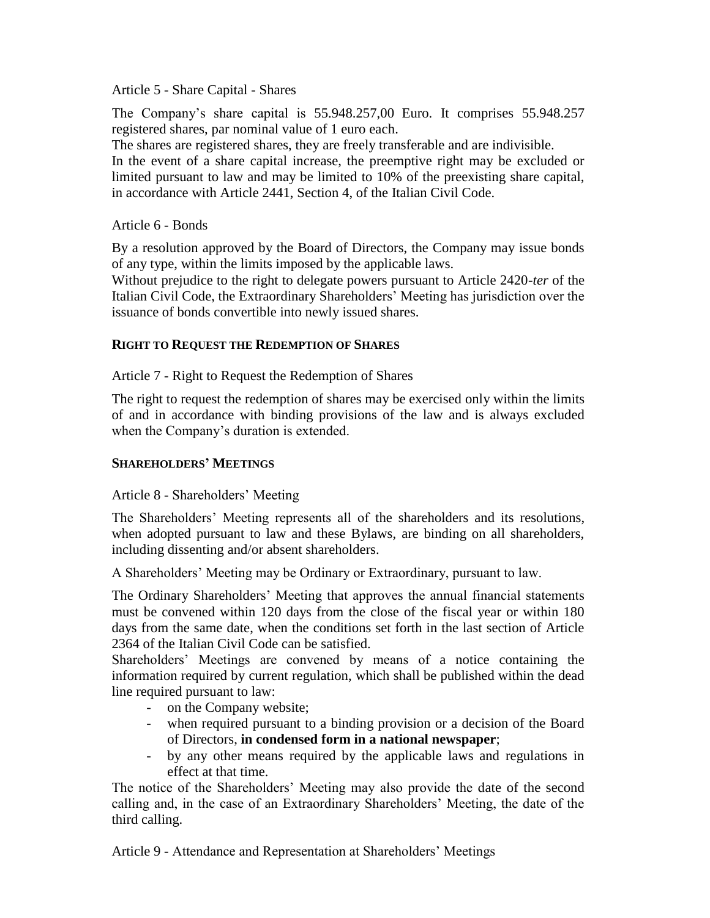Article 5 - Share Capital - Shares

The Company's share capital is 55.948.257,00 Euro. It comprises 55.948.257 registered shares, par nominal value of 1 euro each.

The shares are registered shares, they are freely transferable and are indivisible.

In the event of a share capital increase, the preemptive right may be excluded or limited pursuant to law and may be limited to 10% of the preexisting share capital, in accordance with Article 2441, Section 4, of the Italian Civil Code.

Article 6 - Bonds

By a resolution approved by the Board of Directors, the Company may issue bonds of any type, within the limits imposed by the applicable laws.

Without prejudice to the right to delegate powers pursuant to Article 2420-*ter* of the Italian Civil Code, the Extraordinary Shareholders' Meeting has jurisdiction over the issuance of bonds convertible into newly issued shares.

## RIGHT TO REQUEST THE REDEMPTION OF SHARES

Article 7 - Right to Request the Redemption of Shares

The right to request the redemption of shares may be exercised only within the limits of and in accordance with binding provisions of the law and is always excluded when the Company's duration is extended.

## SHAREHOLDERS' MEETINGS

Article 8 - Shareholders' Meeting

The Shareholders' Meeting represents all of the shareholders and its resolutions, when adopted pursuant to law and these Bylaws, are binding on all shareholders, including dissenting and/or absent shareholders.

A Shareholders' Meeting may be Ordinary or Extraordinary, pursuant to law.

The Ordinary Shareholders' Meeting that approves the annual financial statements must be convened within 120 days from the close of the fiscal year or within 180 days from the same date, when the conditions set forth in the last section of Article 2364 of the Italian Civil Code can be satisfied.

Shareholders' Meetings are convened by means of a notice containing the information required by current regulation, which shall be published within the dead line required pursuant to law:

- on the Company website;
- when required pursuant to a binding provision or a decision of the Board of Directors, **in condensed form in a national newspaper**;
- by any other means required by the applicable laws and regulations in effect at that time.

The notice of the Shareholders' Meeting may also provide the date of the second calling and, in the case of an Extraordinary Shareholders' Meeting, the date of the third calling.

Article 9 - Attendance and Representation at Shareholders' Meetings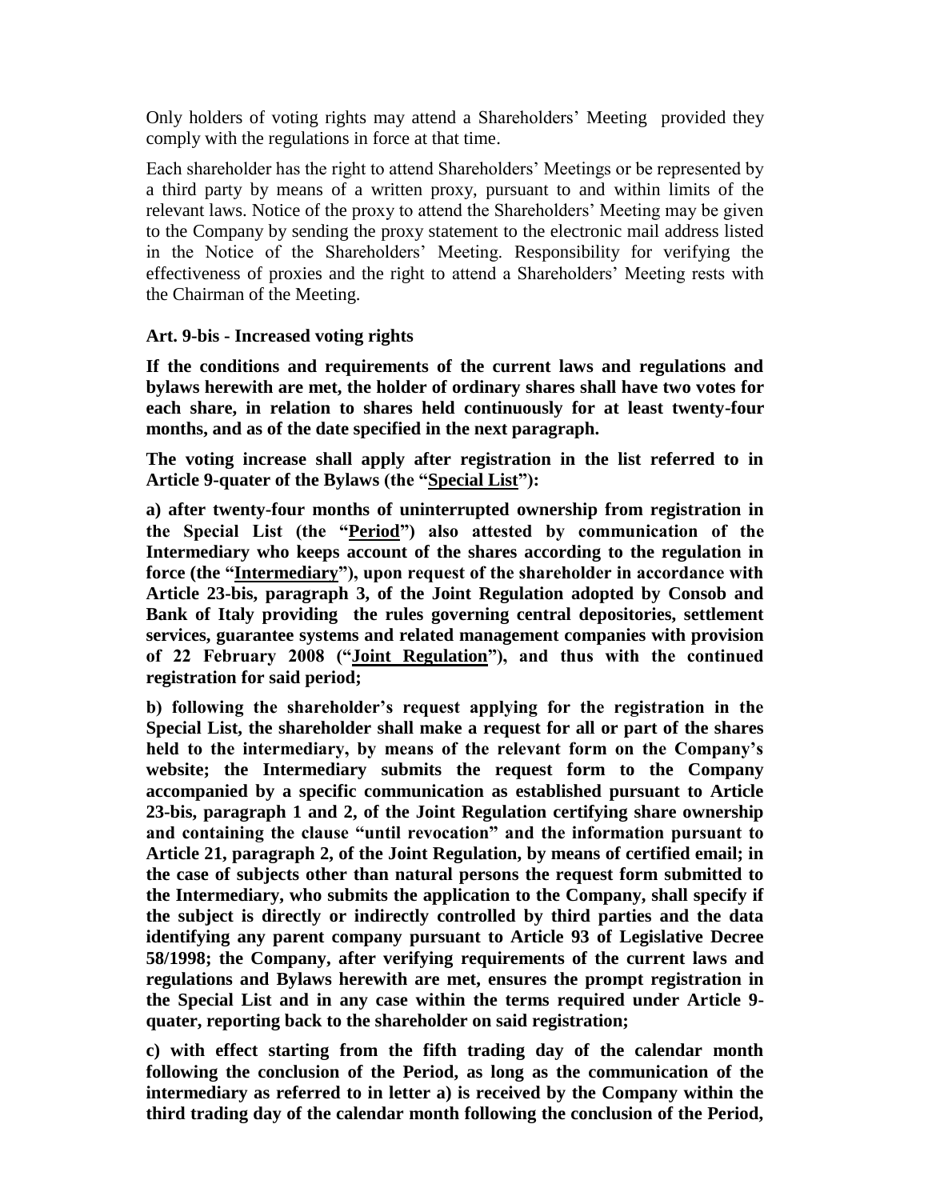Only holders of voting rights may attend a Shareholders' Meeting provided they comply with the regulations in force at that time.

Each shareholder has the right to attend Shareholders' Meetings or be represented by a third party by means of a written proxy, pursuant to and within limits of the relevant laws. Notice of the proxy to attend the Shareholders' Meeting may be given to the Company by sending the proxy statement to the electronic mail address listed in the Notice of the Shareholders' Meeting. Responsibility for verifying the effectiveness of proxies and the right to attend a Shareholders' Meeting rests with the Chairman of the Meeting.

**Art. 9-bis - Increased voting rights**

**If the conditions and requirements of the current laws and regulations and bylaws herewith are met, the holder of ordinary shares shall have two votes for each share, in relation to shares held continuously for at least twenty-four months, and as of the date specified in the next paragraph.**

**The voting increase shall apply after registration in the list referred to in Article 9-quater of the Bylaws (the "Special List"):**

**a) after twenty-four months of uninterrupted ownership from registration in the Special List (the "Period") also attested by communication of the Intermediary who keeps account of the shares according to the regulation in force (the "Intermediary"), upon request of the shareholder in accordance with Article 23-bis, paragraph 3, of the Joint Regulation adopted by Consob and Bank of Italy providing the rules governing central depositories, settlement services, guarantee systems and related management companies with provision of 22 February 2008 ("Joint Regulation"), and thus with the continued registration for said period;**

**b) following the shareholder's request applying for the registration in the Special List, the shareholder shall make a request for all or part of the shares held to the intermediary, by means of the relevant form on the Company's website; the Intermediary submits the request form to the Company accompanied by a specific communication as established pursuant to Article 23-bis, paragraph 1 and 2, of the Joint Regulation certifying share ownership and containing the clause "until revocation" and the information pursuant to Article 21, paragraph 2, of the Joint Regulation, by means of certified email; in the case of subjects other than natural persons the request form submitted to the Intermediary, who submits the application to the Company, shall specify if the subject is directly or indirectly controlled by third parties and the data identifying any parent company pursuant to Article 93 of Legislative Decree 58/1998; the Company, after verifying requirements of the current laws and regulations and Bylaws herewith are met, ensures the prompt registration in the Special List and in any case within the terms required under Article 9-quater, reporting back to the shareholder on said registration;**

**c) with effect starting from the fifth trading day of the calendar month following the conclusion of the Period, as long as the communication of the intermediary as referred to in letter a) is received by the Company within the third trading day of the calendar month following the conclusion of the Period,**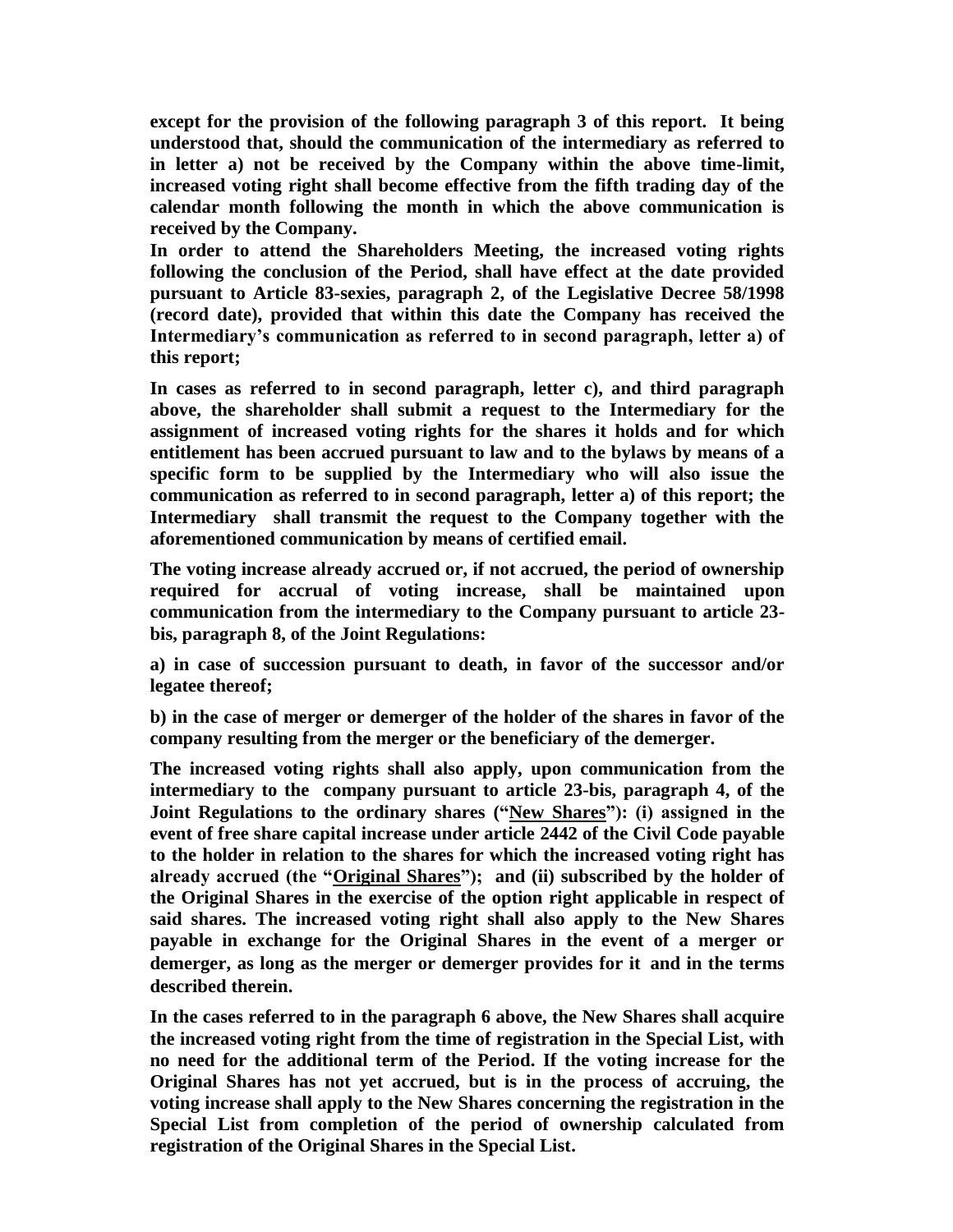**except for the provision of the following paragraph 3 of this report. It being understood that, should the communication of the intermediary as referred to in letter a) not be received by the Company within the above time-limit, increased voting right shall become effective from the fifth trading day of the calendar month following the month in which the above communication is received by the Company.**

**In order to attend the Shareholders Meeting, the increased voting rights following the conclusion of the Period, shall have effect at the date provided pursuant to Article 83-sexies, paragraph 2, of the Legislative Decree 58/1998 (record date), provided that within this date the Company has received the Intermediary's communication as referred to in second paragraph, letter a) of this report;**

**In cases as referred to in second paragraph, letter c), and third paragraph above, the shareholder shall submit a request to the Intermediary for the assignment of increased voting rights for the shares it holds and for which entitlement has been accrued pursuant to law and to the bylaws by means of a specific form to be supplied by the Intermediary who will also issue the communication as referred to in second paragraph, letter a) of this report; the Intermediary shall transmit the request to the Company together with the aforementioned communication by means of certified email.**

**The voting increase already accrued or, if not accrued, the period of ownership required for accrual of voting increase, shall be maintained upon communication from the intermediary to the Company pursuant to article 23-bis, paragraph 8, of the Joint Regulations:**

**a) in case of succession pursuant to death, in favor of the successor and/or legatee thereof;**

**b) in the case of merger or demerger of the holder of the shares in favor of the company resulting from the merger or the beneficiary of the demerger.**

**The increased voting rights shall also apply, upon communication from the intermediary to the company pursuant to article 23-bis, paragraph 4, of the Joint Regulations to the ordinary shares ("<u>New Shares</u>"): (i) assigned in the event of free share capital increase under article 2442 of the Civil Code payable to the holder in relation to the shares for which the increased voting right has already accrued (the "<u>Original Shares</u>"); and (ii) subscribed by the holder of the Original Shares in the exercise of the option right applicable in respect of said shares. The increased voting right shall also apply to the New Shares payable in exchange for the Original Shares in the event of a merger or demerger, as long as the merger or demerger provides for it and in the terms described therein.**

**In the cases referred to in the paragraph 6 above, the New Shares shall acquire the increased voting right from the time of registration in the Special List, with no need for the additional term of the Period. If the voting increase for the Original Shares has not yet accrued, but is in the process of accruing, the voting increase shall apply to the New Shares concerning the registration in the Special List from completion of the period of ownership calculated from registration of the Original Shares in the Special List.**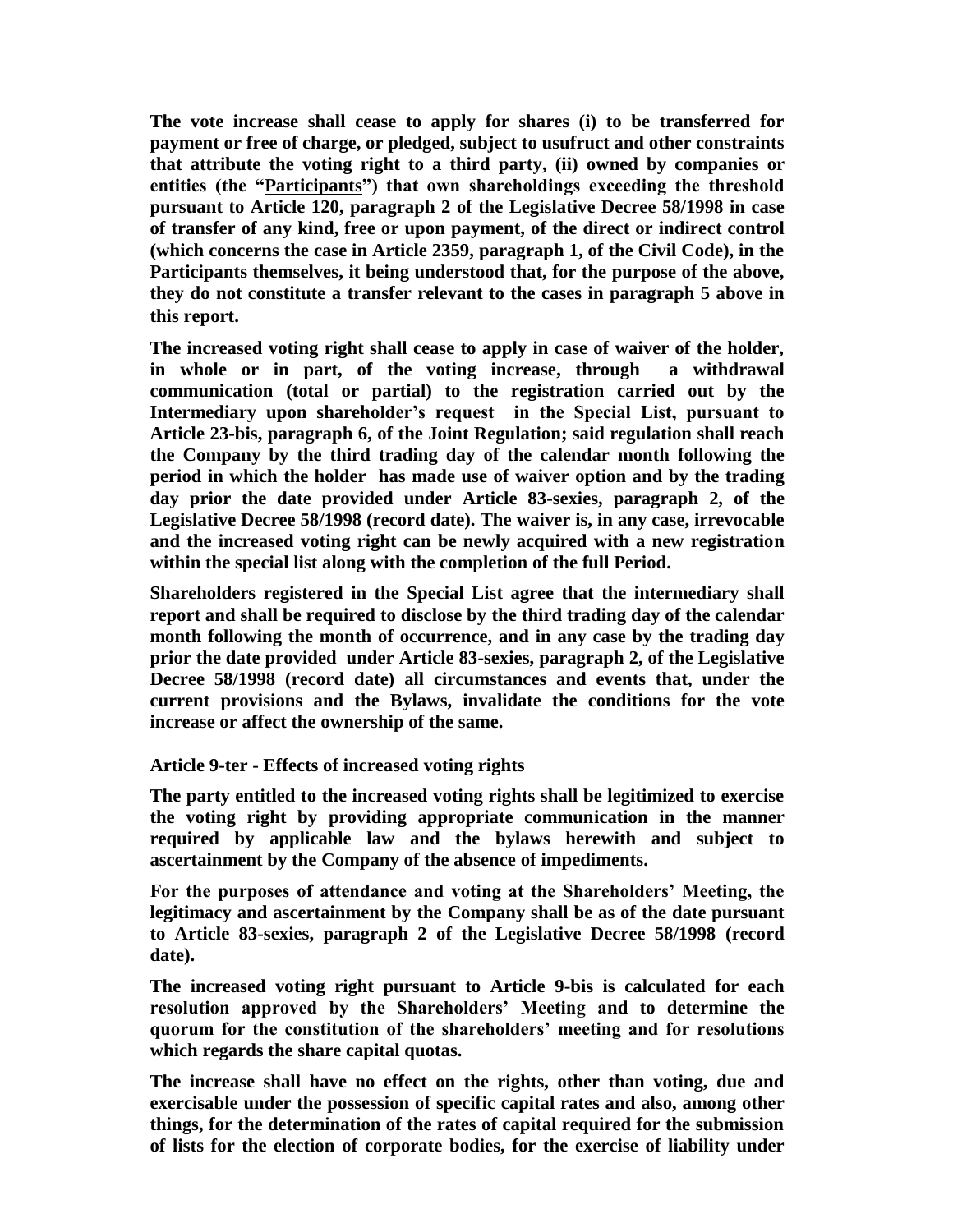**The vote increase shall cease to apply for shares (i) to be transferred for payment or free of charge, or pledged, subject to usufruct and other constraints that attribute the voting right to a third party, (ii) owned by companies or entities (the "Participants") that own shareholdings exceeding the threshold pursuant to Article 120, paragraph 2 of the Legislative Decree 58/1998 in case of transfer of any kind, free or upon payment, of the direct or indirect control (which concerns the case in Article 2359, paragraph 1, of the Civil Code), in the Participants themselves, it being understood that, for the purpose of the above, they do not constitute a transfer relevant to the cases in paragraph 5 above in this report.**

**The increased voting right shall cease to apply in case of waiver of the holder, in whole or in part, of the voting increase, through a withdrawal communication (total or partial) to the registration carried out by the Intermediary upon shareholder's request in the Special List, pursuant to Article 23-bis, paragraph 6, of the Joint Regulation; said regulation shall reach the Company by the third trading day of the calendar month following the period in which the holder has made use of waiver option and by the trading day prior the date provided under Article 83-sexies, paragraph 2, of the Legislative Decree 58/1998 (record date). The waiver is, in any case, irrevocable and the increased voting right can be newly acquired with a new registration within the special list along with the completion of the full Period.**

**Shareholders registered in the Special List agree that the intermediary shall report and shall be required to disclose by the third trading day of the calendar month following the month of occurrence, and in any case by the trading day prior the date provided under Article 83-sexies, paragraph 2, of the Legislative Decree 58/1998 (record date) all circumstances and events that, under the current provisions and the Bylaws, invalidate the conditions for the vote increase or affect the ownership of the same.**

**Article 9-ter - Effects of increased voting rights**

**The party entitled to the increased voting rights shall be legitimized to exercise the voting right by providing appropriate communication in the manner required by applicable law and the bylaws herewith and subject to ascertainment by the Company of the absence of impediments.**

**For the purposes of attendance and voting at the Shareholders' Meeting, the legitimacy and ascertainment by the Company shall be as of the date pursuant to Article 83-sexies, paragraph 2 of the Legislative Decree 58/1998 (record date).**

**The increased voting right pursuant to Article 9-bis is calculated for each resolution approved by the Shareholders' Meeting and to determine the quorum for the constitution of the shareholders' meeting and for resolutions which regards the share capital quotas.**

**The increase shall have no effect on the rights, other than voting, due and exercisable under the possession of specific capital rates and also, among other things, for the determination of the rates of capital required for the submission of lists for the election of corporate bodies, for the exercise of liability under**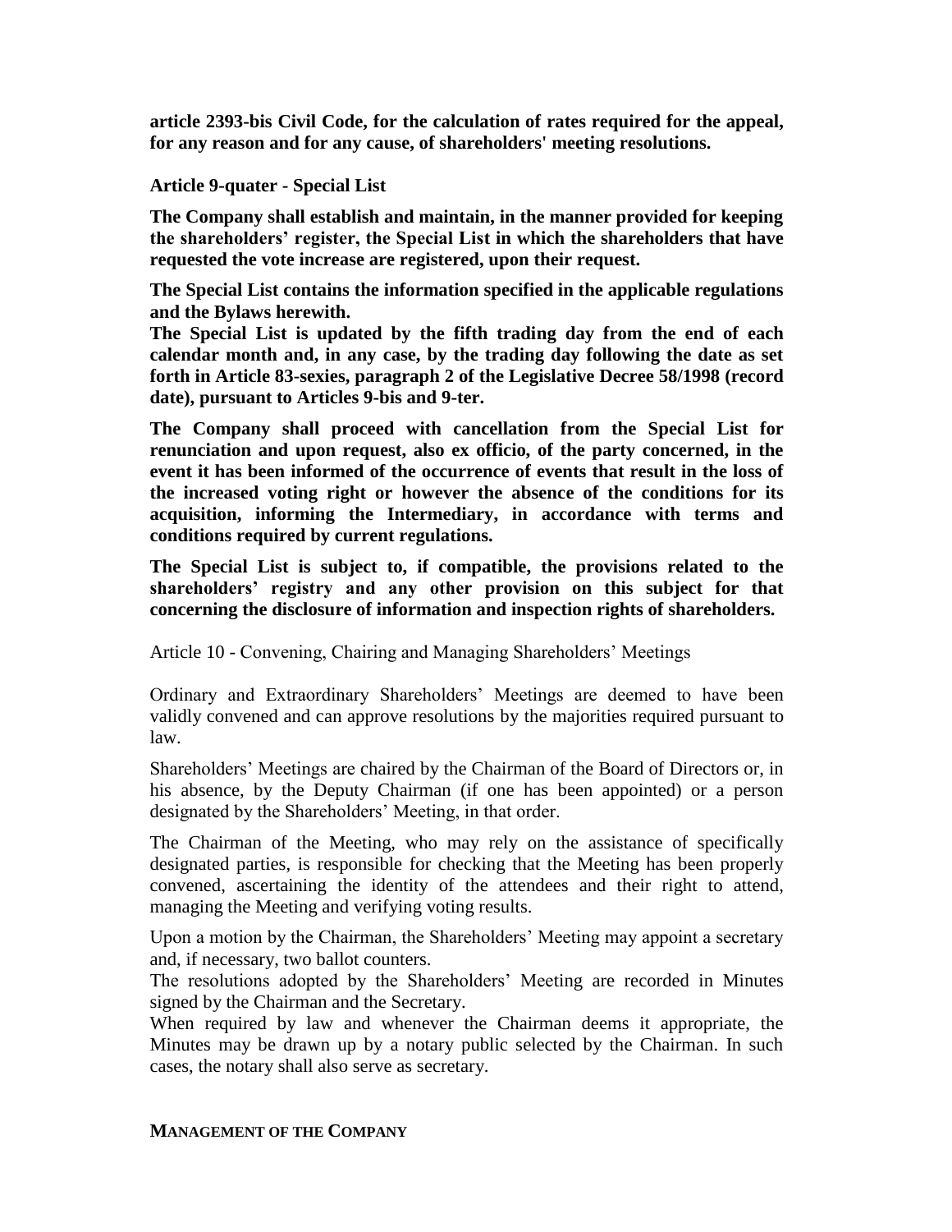**article 2393-bis Civil Code, for the calculation of rates required for the appeal, for any reason and for any cause, of shareholders' meeting resolutions.**

**Article 9-quater - Special List**

**The Company shall establish and maintain, in the manner provided for keeping the shareholders' register, the Special List in which the shareholders that have requested the vote increase are registered, upon their request.**

**The Special List contains the information specified in the applicable regulations and the Bylaws herewith.**

**The Special List is updated by the fifth trading day from the end of each calendar month and, in any case, by the trading day following the date as set forth in Article 83-sexies, paragraph 2 of the Legislative Decree 58/1998 (record date), pursuant to Articles 9-bis and 9-ter.**

**The Company shall proceed with cancellation from the Special List for renunciation and upon request, also ex officio, of the party concerned, in the event it has been informed of the occurrence of events that result in the loss of the increased voting right or however the absence of the conditions for its acquisition, informing the Intermediary, in accordance with terms and conditions required by current regulations.**

**The Special List is subject to, if compatible, the provisions related to the shareholders' registry and any other provision on this subject for that concerning the disclosure of information and inspection rights of shareholders.**

Article 10 - Convening, Chairing and Managing Shareholders' Meetings

Ordinary and Extraordinary Shareholders' Meetings are deemed to have been validly convened and can approve resolutions by the majorities required pursuant to law.

Shareholders' Meetings are chaired by the Chairman of the Board of Directors or, in his absence, by the Deputy Chairman (if one has been appointed) or a person designated by the Shareholders' Meeting, in that order.

The Chairman of the Meeting, who may rely on the assistance of specifically designated parties, is responsible for checking that the Meeting has been properly convened, ascertaining the identity of the attendees and their right to attend, managing the Meeting and verifying voting results.

Upon a motion by the Chairman, the Shareholders' Meeting may appoint a secretary and, if necessary, two ballot counters.

The resolutions adopted by the Shareholders' Meeting are recorded in Minutes signed by the Chairman and the Secretary.

When required by law and whenever the Chairman deems it appropriate, the Minutes may be drawn up by a notary public selected by the Chairman. In such cases, the notary shall also serve as secretary.

**MANAGEMENT OF THE COMPANY**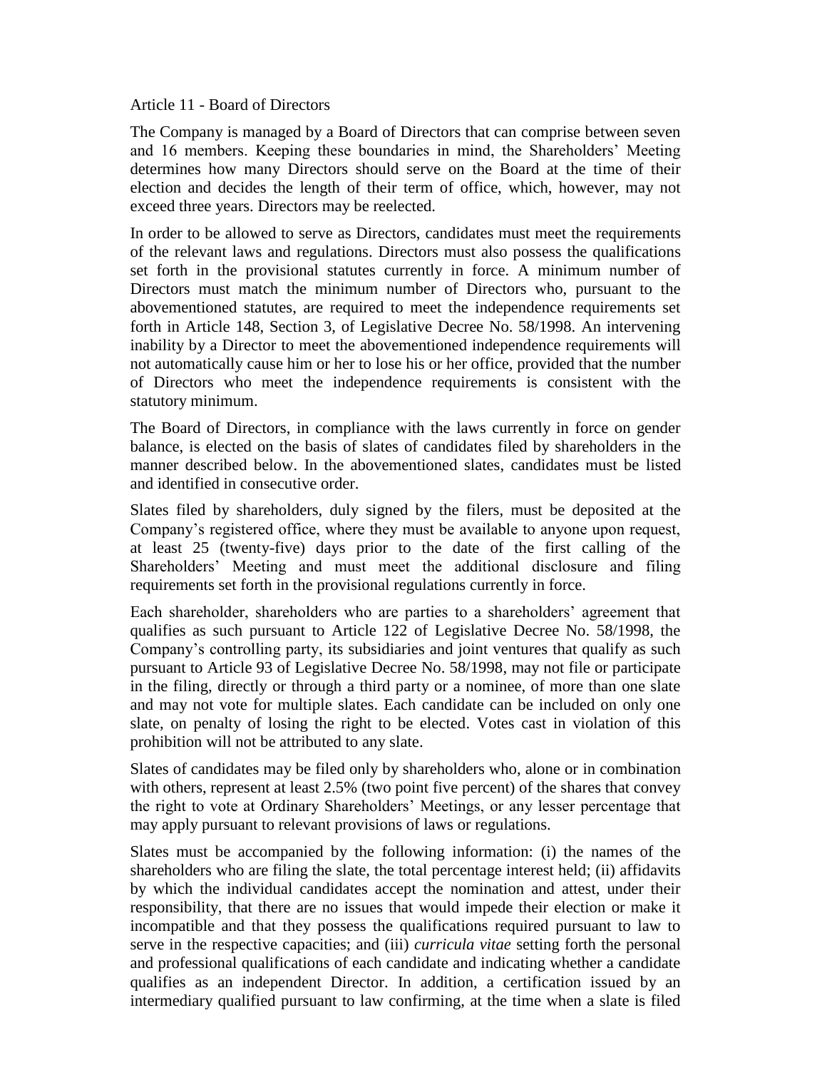## Article 11 - Board of Directors

The Company is managed by a Board of Directors that can comprise between seven and 16 members. Keeping these boundaries in mind, the Shareholders' Meeting determines how many Directors should serve on the Board at the time of their election and decides the length of their term of office, which, however, may not exceed three years. Directors may be reelected.

In order to be allowed to serve as Directors, candidates must meet the requirements of the relevant laws and regulations. Directors must also possess the qualifications set forth in the provisional statutes currently in force. A minimum number of Directors must match the minimum number of Directors who, pursuant to the abovementioned statutes, are required to meet the independence requirements set forth in Article 148, Section 3, of Legislative Decree No. 58/1998. An intervening inability by a Director to meet the abovementioned independence requirements will not automatically cause him or her to lose his or her office, provided that the number of Directors who meet the independence requirements is consistent with the statutory minimum.

The Board of Directors, in compliance with the laws currently in force on gender balance, is elected on the basis of slates of candidates filed by shareholders in the manner described below. In the abovementioned slates, candidates must be listed and identified in consecutive order.

Slates filed by shareholders, duly signed by the filers, must be deposited at the Company's registered office, where they must be available to anyone upon request, at least 25 (twenty-five) days prior to the date of the first calling of the Shareholders' Meeting and must meet the additional disclosure and filing requirements set forth in the provisional regulations currently in force.

Each shareholder, shareholders who are parties to a shareholders' agreement that qualifies as such pursuant to Article 122 of Legislative Decree No. 58/1998, the Company's controlling party, its subsidiaries and joint ventures that qualify as such pursuant to Article 93 of Legislative Decree No. 58/1998, may not file or participate in the filing, directly or through a third party or a nominee, of more than one slate and may not vote for multiple slates. Each candidate can be included on only one slate, on penalty of losing the right to be elected. Votes cast in violation of this prohibition will not be attributed to any slate.

Slates of candidates may be filed only by shareholders who, alone or in combination with others, represent at least 2.5% (two point five percent) of the shares that convey the right to vote at Ordinary Shareholders' Meetings, or any lesser percentage that may apply pursuant to relevant provisions of laws or regulations.

Slates must be accompanied by the following information: (i) the names of the shareholders who are filing the slate, the total percentage interest held; (ii) affidavits by which the individual candidates accept the nomination and attest, under their responsibility, that there are no issues that would impede their election or make it incompatible and that they possess the qualifications required pursuant to law to serve in the respective capacities; and (iii) *curricula vitae* setting forth the personal and professional qualifications of each candidate and indicating whether a candidate qualifies as an independent Director. In addition, a certification issued by an intermediary qualified pursuant to law confirming, at the time when a slate is filed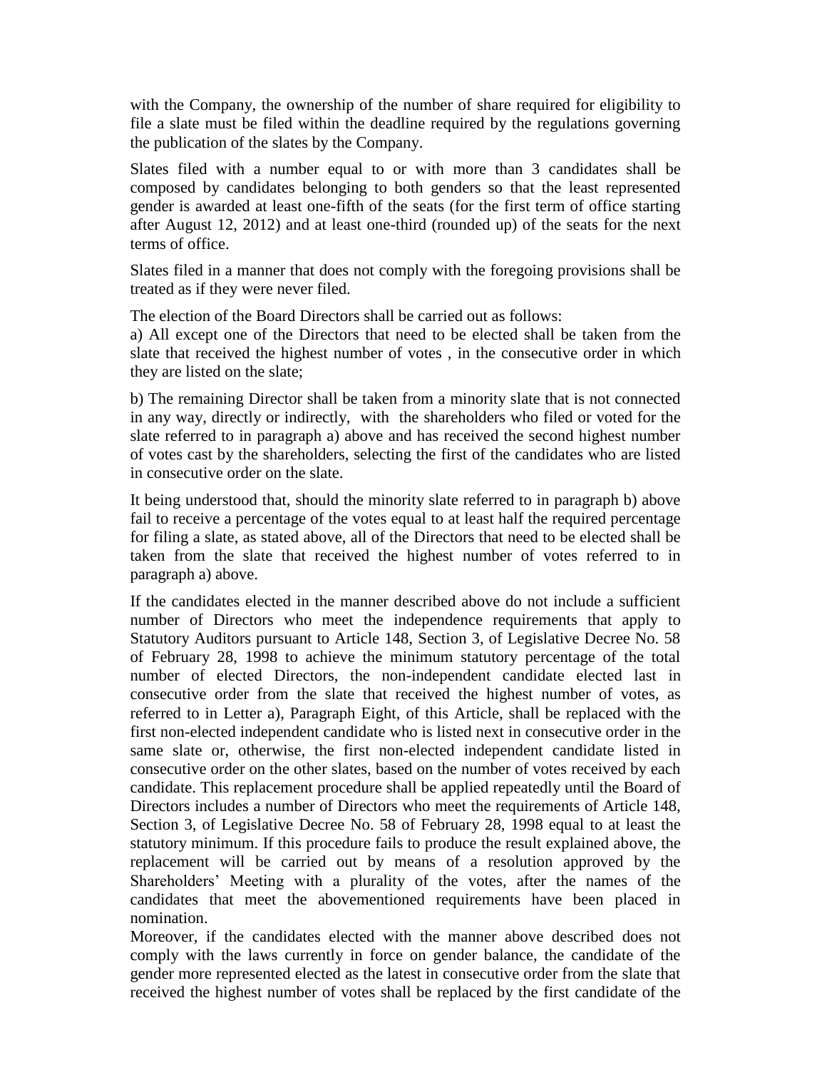with the Company, the ownership of the number of share required for eligibility to file a slate must be filed within the deadline required by the regulations governing the publication of the slates by the Company.

Slates filed with a number equal to or with more than 3 candidates shall be composed by candidates belonging to both genders so that the least represented gender is awarded at least one-fifth of the seats (for the first term of office starting after August 12, 2012) and at least one-third (rounded up) of the seats for the next terms of office.

Slates filed in a manner that does not comply with the foregoing provisions shall be treated as if they were never filed.

The election of the Board Directors shall be carried out as follows:

a) All except one of the Directors that need to be elected shall be taken from the slate that received the highest number of votes , in the consecutive order in which they are listed on the slate;

b) The remaining Director shall be taken from a minority slate that is not connected in any way, directly or indirectly, with the shareholders who filed or voted for the slate referred to in paragraph a) above and has received the second highest number of votes cast by the shareholders, selecting the first of the candidates who are listed in consecutive order on the slate.

It being understood that, should the minority slate referred to in paragraph b) above fail to receive a percentage of the votes equal to at least half the required percentage for filing a slate, as stated above, all of the Directors that need to be elected shall be taken from the slate that received the highest number of votes referred to in paragraph a) above.

If the candidates elected in the manner described above do not include a sufficient number of Directors who meet the independence requirements that apply to Statutory Auditors pursuant to Article 148, Section 3, of Legislative Decree No. 58 of February 28, 1998 to achieve the minimum statutory percentage of the total number of elected Directors, the non-independent candidate elected last in consecutive order from the slate that received the highest number of votes, as referred to in Letter a), Paragraph Eight, of this Article, shall be replaced with the first non-elected independent candidate who is listed next in consecutive order in the same slate or, otherwise, the first non-elected independent candidate listed in consecutive order on the other slates, based on the number of votes received by each candidate. This replacement procedure shall be applied repeatedly until the Board of Directors includes a number of Directors who meet the requirements of Article 148, Section 3, of Legislative Decree No. 58 of February 28, 1998 equal to at least the statutory minimum. If this procedure fails to produce the result explained above, the replacement will be carried out by means of a resolution approved by the Shareholders' Meeting with a plurality of the votes, after the names of the candidates that meet the abovementioned requirements have been placed in nomination.

Moreover, if the candidates elected with the manner above described does not comply with the laws currently in force on gender balance, the candidate of the gender more represented elected as the latest in consecutive order from the slate that received the highest number of votes shall be replaced by the first candidate of the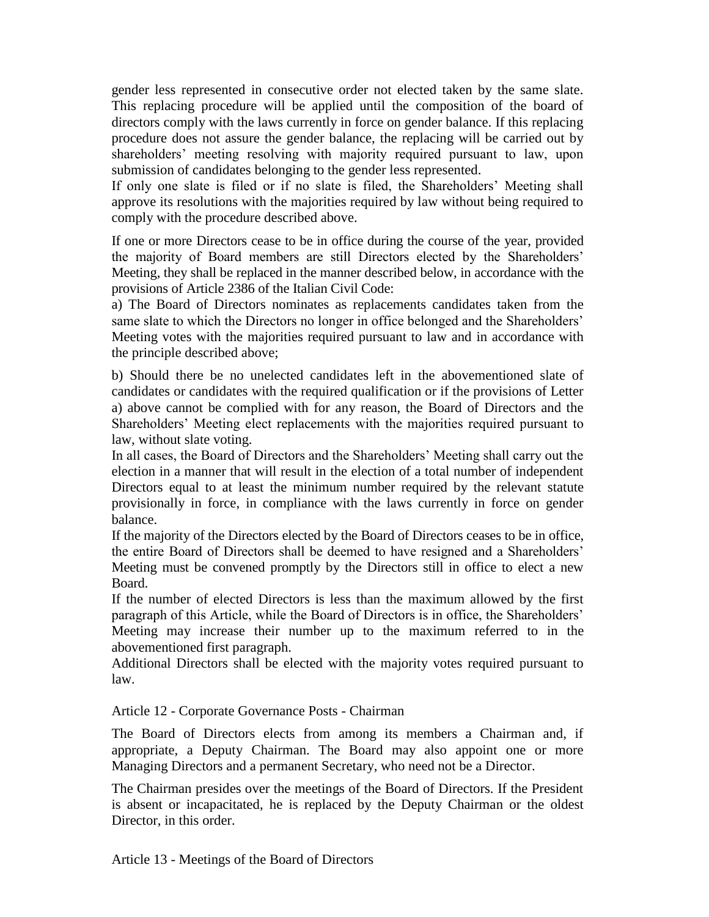gender less represented in consecutive order not elected taken by the same slate. This replacing procedure will be applied until the composition of the board of directors comply with the laws currently in force on gender balance. If this replacing procedure does not assure the gender balance, the replacing will be carried out by shareholders' meeting resolving with majority required pursuant to law, upon submission of candidates belonging to the gender less represented.

If only one slate is filed or if no slate is filed, the Shareholders' Meeting shall approve its resolutions with the majorities required by law without being required to comply with the procedure described above.

If one or more Directors cease to be in office during the course of the year, provided the majority of Board members are still Directors elected by the Shareholders' Meeting, they shall be replaced in the manner described below, in accordance with the provisions of Article 2386 of the Italian Civil Code:

a) The Board of Directors nominates as replacements candidates taken from the same slate to which the Directors no longer in office belonged and the Shareholders' Meeting votes with the majorities required pursuant to law and in accordance with the principle described above;

b) Should there be no unelected candidates left in the abovementioned slate of candidates or candidates with the required qualification or if the provisions of Letter a) above cannot be complied with for any reason, the Board of Directors and the Shareholders' Meeting elect replacements with the majorities required pursuant to law, without slate voting.

In all cases, the Board of Directors and the Shareholders' Meeting shall carry out the election in a manner that will result in the election of a total number of independent Directors equal to at least the minimum number required by the relevant statute provisionally in force, in compliance with the laws currently in force on gender balance.

If the majority of the Directors elected by the Board of Directors ceases to be in office, the entire Board of Directors shall be deemed to have resigned and a Shareholders' Meeting must be convened promptly by the Directors still in office to elect a new Board.

If the number of elected Directors is less than the maximum allowed by the first paragraph of this Article, while the Board of Directors is in office, the Shareholders' Meeting may increase their number up to the maximum referred to in the abovementioned first paragraph.

Additional Directors shall be elected with the majority votes required pursuant to law.

## Article 12 - Corporate Governance Posts - Chairman

The Board of Directors elects from among its members a Chairman and, if appropriate, a Deputy Chairman. The Board may also appoint one or more Managing Directors and a permanent Secretary, who need not be a Director.

The Chairman presides over the meetings of the Board of Directors. If the President is absent or incapacitated, he is replaced by the Deputy Chairman or the oldest Director, in this order.

## Article 13 - Meetings of the Board of Directors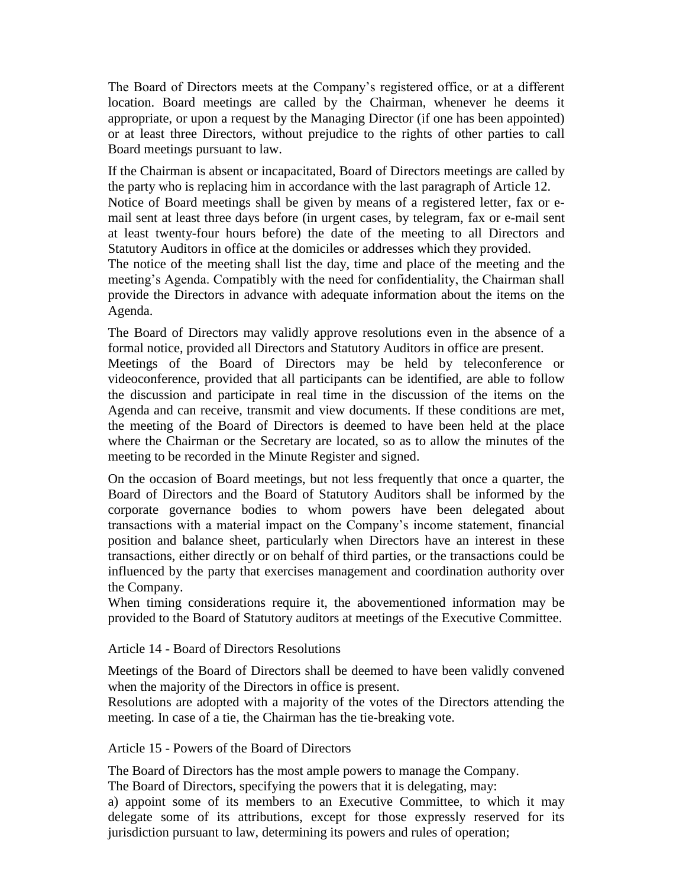The Board of Directors meets at the Company's registered office, or at a different location. Board meetings are called by the Chairman, whenever he deems it appropriate, or upon a request by the Managing Director (if one has been appointed) or at least three Directors, without prejudice to the rights of other parties to call Board meetings pursuant to law.

If the Chairman is absent or incapacitated, Board of Directors meetings are called by the party who is replacing him in accordance with the last paragraph of Article 12.

Notice of Board meetings shall be given by means of a registered letter, fax or e-mail sent at least three days before (in urgent cases, by telegram, fax or e-mail sent at least twenty-four hours before) the date of the meeting to all Directors and Statutory Auditors in office at the domiciles or addresses which they provided.

The notice of the meeting shall list the day, time and place of the meeting and the meeting's Agenda. Compatibly with the need for confidentiality, the Chairman shall provide the Directors in advance with adequate information about the items on the Agenda.

The Board of Directors may validly approve resolutions even in the absence of a formal notice, provided all Directors and Statutory Auditors in office are present.

Meetings of the Board of Directors may be held by teleconference or videoconference, provided that all participants can be identified, are able to follow the discussion and participate in real time in the discussion of the items on the Agenda and can receive, transmit and view documents. If these conditions are met, the meeting of the Board of Directors is deemed to have been held at the place where the Chairman or the Secretary are located, so as to allow the minutes of the meeting to be recorded in the Minute Register and signed.

On the occasion of Board meetings, but not less frequently that once a quarter, the Board of Directors and the Board of Statutory Auditors shall be informed by the corporate governance bodies to whom powers have been delegated about transactions with a material impact on the Company's income statement, financial position and balance sheet, particularly when Directors have an interest in these transactions, either directly or on behalf of third parties, or the transactions could be influenced by the party that exercises management and coordination authority over the Company.

When timing considerations require it, the abovementioned information may be provided to the Board of Statutory auditors at meetings of the Executive Committee.

## Article 14 - Board of Directors Resolutions

Meetings of the Board of Directors shall be deemed to have been validly convened when the majority of the Directors in office is present.

Resolutions are adopted with a majority of the votes of the Directors attending the meeting. In case of a tie, the Chairman has the tie-breaking vote.

## Article 15 - Powers of the Board of Directors

The Board of Directors has the most ample powers to manage the Company.

The Board of Directors, specifying the powers that it is delegating, may:

a) appoint some of its members to an Executive Committee, to which it may delegate some of its attributions, except for those expressly reserved for its jurisdiction pursuant to law, determining its powers and rules of operation;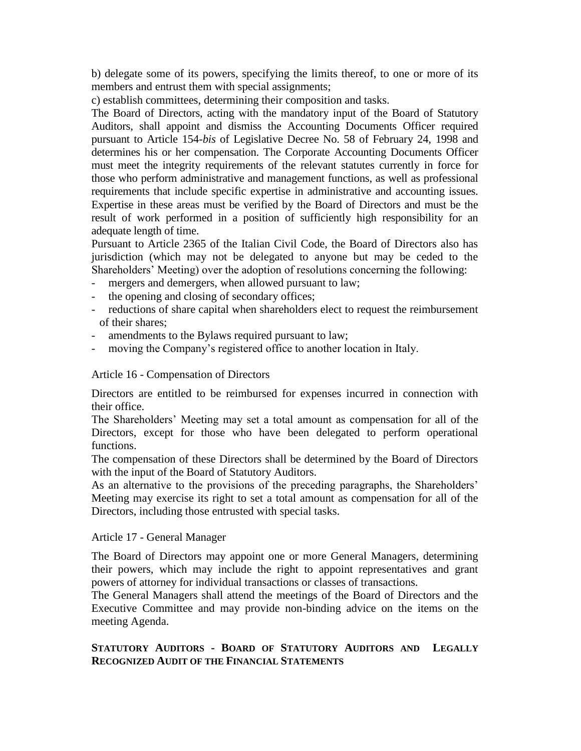b) delegate some of its powers, specifying the limits thereof, to one or more of its members and entrust them with special assignments;

c) establish committees, determining their composition and tasks.

The Board of Directors, acting with the mandatory input of the Board of Statutory Auditors, shall appoint and dismiss the Accounting Documents Officer required pursuant to Article 154-*bis* of Legislative Decree No. 58 of February 24, 1998 and determines his or her compensation. The Corporate Accounting Documents Officer must meet the integrity requirements of the relevant statutes currently in force for those who perform administrative and management functions, as well as professional requirements that include specific expertise in administrative and accounting issues. Expertise in these areas must be verified by the Board of Directors and must be the result of work performed in a position of sufficiently high responsibility for an adequate length of time.

Pursuant to Article 2365 of the Italian Civil Code, the Board of Directors also has jurisdiction (which may not be delegated to anyone but may be ceded to the Shareholders' Meeting) over the adoption of resolutions concerning the following:

- mergers and demergers, when allowed pursuant to law;
- the opening and closing of secondary offices;
- reductions of share capital when shareholders elect to request the reimbursement of their shares;
- amendments to the Bylaws required pursuant to law;
- moving the Company's registered office to another location in Italy.

## Article 16 - Compensation of Directors

Directors are entitled to be reimbursed for expenses incurred in connection with their office.

The Shareholders' Meeting may set a total amount as compensation for all of the Directors, except for those who have been delegated to perform operational functions.

The compensation of these Directors shall be determined by the Board of Directors with the input of the Board of Statutory Auditors.

As an alternative to the provisions of the preceding paragraphs, the Shareholders' Meeting may exercise its right to set a total amount as compensation for all of the Directors, including those entrusted with special tasks.

## Article 17 - General Manager

The Board of Directors may appoint one or more General Managers, determining their powers, which may include the right to appoint representatives and grant powers of attorney for individual transactions or classes of transactions.

The General Managers shall attend the meetings of the Board of Directors and the Executive Committee and may provide non-binding advice on the items on the meeting Agenda.

# STATUTORY AUDITORS - BOARD OF STATUTORY AUDITORS AND LEGALLY RECOGNIZED AUDIT OF THE FINANCIAL STATEMENTS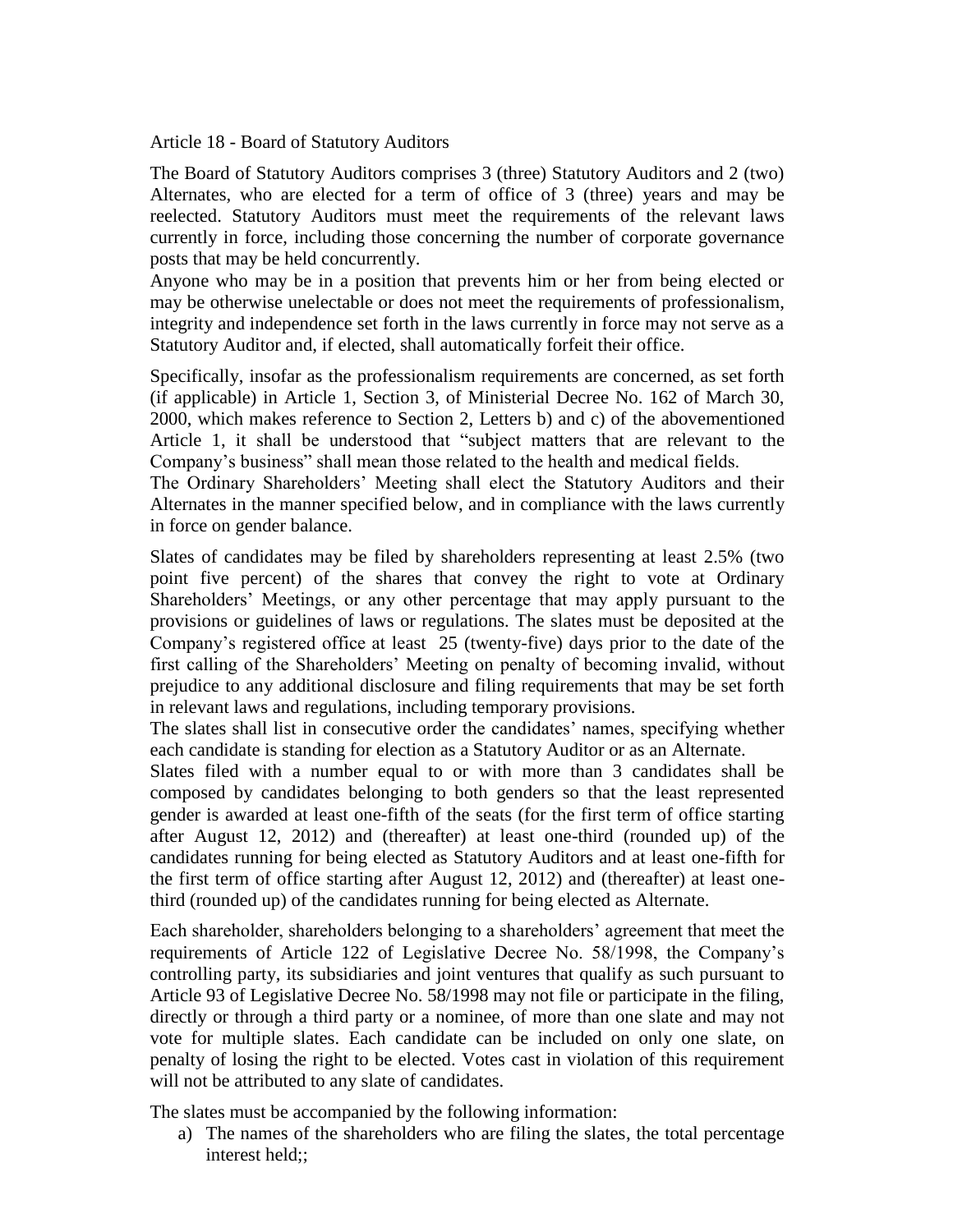## Article 18 - Board of Statutory Auditors

The Board of Statutory Auditors comprises 3 (three) Statutory Auditors and 2 (two) Alternates, who are elected for a term of office of 3 (three) years and may be reelected. Statutory Auditors must meet the requirements of the relevant laws currently in force, including those concerning the number of corporate governance posts that may be held concurrently.

Anyone who may be in a position that prevents him or her from being elected or may be otherwise unelectable or does not meet the requirements of professionalism, integrity and independence set forth in the laws currently in force may not serve as a Statutory Auditor and, if elected, shall automatically forfeit their office.

Specifically, insofar as the professionalism requirements are concerned, as set forth (if applicable) in Article 1, Section 3, of Ministerial Decree No. 162 of March 30, 2000, which makes reference to Section 2, Letters b) and c) of the abovementioned Article 1, it shall be understood that "subject matters that are relevant to the Company's business" shall mean those related to the health and medical fields.

The Ordinary Shareholders' Meeting shall elect the Statutory Auditors and their Alternates in the manner specified below, and in compliance with the laws currently in force on gender balance.

Slates of candidates may be filed by shareholders representing at least 2.5% (two point five percent) of the shares that convey the right to vote at Ordinary Shareholders' Meetings, or any other percentage that may apply pursuant to the provisions or guidelines of laws or regulations. The slates must be deposited at the Company's registered office at least 25 (twenty-five) days prior to the date of the first calling of the Shareholders' Meeting on penalty of becoming invalid, without prejudice to any additional disclosure and filing requirements that may be set forth in relevant laws and regulations, including temporary provisions.

The slates shall list in consecutive order the candidates' names, specifying whether each candidate is standing for election as a Statutory Auditor or as an Alternate.

Slates filed with a number equal to or with more than 3 candidates shall be composed by candidates belonging to both genders so that the least represented gender is awarded at least one-fifth of the seats (for the first term of office starting after August 12, 2012) and (thereafter) at least one-third (rounded up) of the candidates running for being elected as Statutory Auditors and at least one-fifth for the first term of office starting after August 12, 2012) and (thereafter) at least one-third (rounded up) of the candidates running for being elected as Alternate.

Each shareholder, shareholders belonging to a shareholders' agreement that meet the requirements of Article 122 of Legislative Decree No. 58/1998, the Company's controlling party, its subsidiaries and joint ventures that qualify as such pursuant to Article 93 of Legislative Decree No. 58/1998 may not file or participate in the filing, directly or through a third party or a nominee, of more than one slate and may not vote for multiple slates. Each candidate can be included on only one slate, on penalty of losing the right to be elected. Votes cast in violation of this requirement will not be attributed to any slate of candidates.

The slates must be accompanied by the following information:

a) The names of the shareholders who are filing the slates, the total percentage interest held;;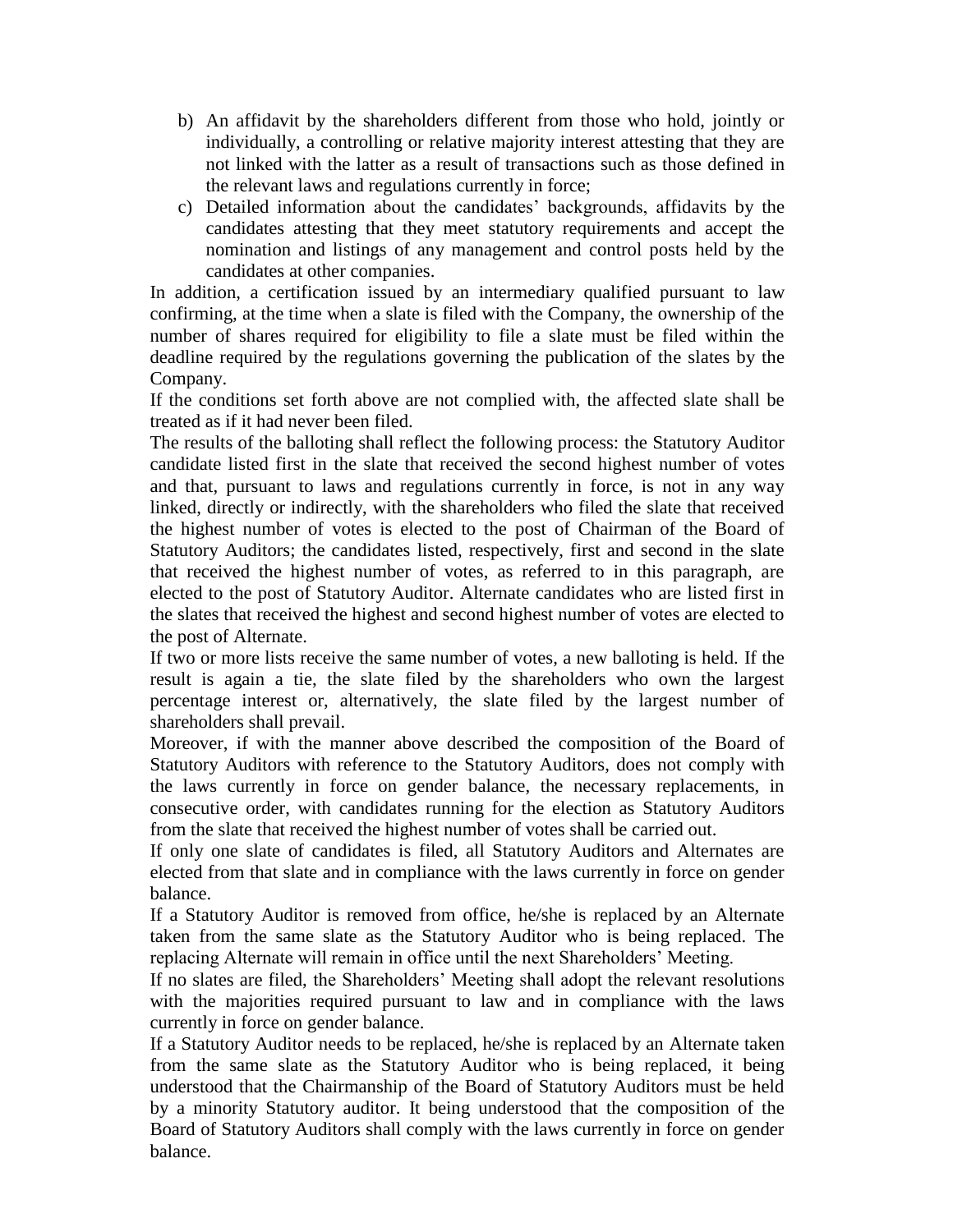b) An affidavit by the shareholders different from those who hold, jointly or individually, a controlling or relative majority interest attesting that they are not linked with the latter as a result of transactions such as those defined in the relevant laws and regulations currently in force;

c) Detailed information about the candidates' backgrounds, affidavits by the candidates attesting that they meet statutory requirements and accept the nomination and listings of any management and control posts held by the candidates at other companies.

In addition, a certification issued by an intermediary qualified pursuant to law confirming, at the time when a slate is filed with the Company, the ownership of the number of shares required for eligibility to file a slate must be filed within the deadline required by the regulations governing the publication of the slates by the Company.

If the conditions set forth above are not complied with, the affected slate shall be treated as if it had never been filed.

The results of the balloting shall reflect the following process: the Statutory Auditor candidate listed first in the slate that received the second highest number of votes and that, pursuant to laws and regulations currently in force, is not in any way linked, directly or indirectly, with the shareholders who filed the slate that received the highest number of votes is elected to the post of Chairman of the Board of Statutory Auditors; the candidates listed, respectively, first and second in the slate that received the highest number of votes, as referred to in this paragraph, are elected to the post of Statutory Auditor. Alternate candidates who are listed first in the slates that received the highest and second highest number of votes are elected to the post of Alternate.

If two or more lists receive the same number of votes, a new balloting is held. If the result is again a tie, the slate filed by the shareholders who own the largest percentage interest or, alternatively, the slate filed by the largest number of shareholders shall prevail.

Moreover, if with the manner above described the composition of the Board of Statutory Auditors with reference to the Statutory Auditors, does not comply with the laws currently in force on gender balance, the necessary replacements, in consecutive order, with candidates running for the election as Statutory Auditors from the slate that received the highest number of votes shall be carried out.

If only one slate of candidates is filed, all Statutory Auditors and Alternates are elected from that slate and in compliance with the laws currently in force on gender balance.

If a Statutory Auditor is removed from office, he/she is replaced by an Alternate taken from the same slate as the Statutory Auditor who is being replaced. The replacing Alternate will remain in office until the next Shareholders' Meeting.

If no slates are filed, the Shareholders' Meeting shall adopt the relevant resolutions with the majorities required pursuant to law and in compliance with the laws currently in force on gender balance.

If a Statutory Auditor needs to be replaced, he/she is replaced by an Alternate taken from the same slate as the Statutory Auditor who is being replaced, it being understood that the Chairmanship of the Board of Statutory Auditors must be held by a minority Statutory auditor. It being understood that the composition of the Board of Statutory Auditors shall comply with the laws currently in force on gender balance.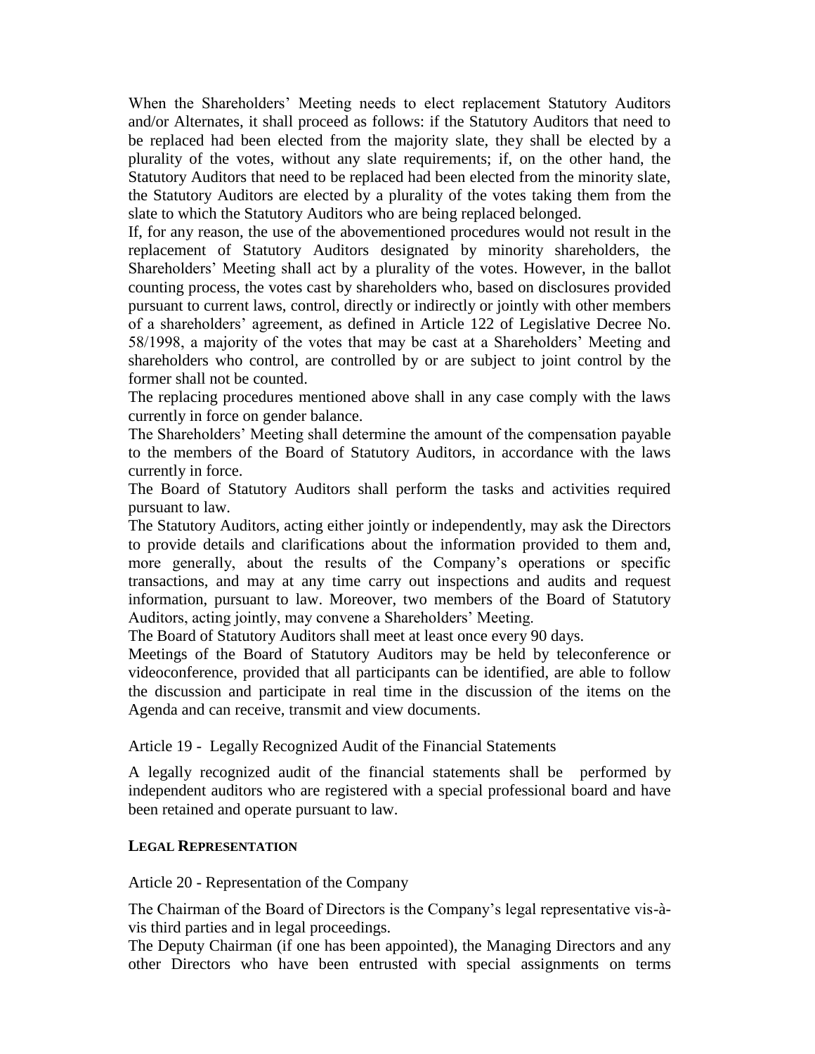When the Shareholders' Meeting needs to elect replacement Statutory Auditors and/or Alternates, it shall proceed as follows: if the Statutory Auditors that need to be replaced had been elected from the majority slate, they shall be elected by a plurality of the votes, without any slate requirements; if, on the other hand, the Statutory Auditors that need to be replaced had been elected from the minority slate, the Statutory Auditors are elected by a plurality of the votes taking them from the slate to which the Statutory Auditors who are being replaced belonged.

If, for any reason, the use of the abovementioned procedures would not result in the replacement of Statutory Auditors designated by minority shareholders, the Shareholders' Meeting shall act by a plurality of the votes. However, in the ballot counting process, the votes cast by shareholders who, based on disclosures provided pursuant to current laws, control, directly or indirectly or jointly with other members of a shareholders' agreement, as defined in Article 122 of Legislative Decree No. 58/1998, a majority of the votes that may be cast at a Shareholders' Meeting and shareholders who control, are controlled by or are subject to joint control by the former shall not be counted.

The replacing procedures mentioned above shall in any case comply with the laws currently in force on gender balance.

The Shareholders' Meeting shall determine the amount of the compensation payable to the members of the Board of Statutory Auditors, in accordance with the laws currently in force.

The Board of Statutory Auditors shall perform the tasks and activities required pursuant to law.

The Statutory Auditors, acting either jointly or independently, may ask the Directors to provide details and clarifications about the information provided to them and, more generally, about the results of the Company's operations or specific transactions, and may at any time carry out inspections and audits and request information, pursuant to law. Moreover, two members of the Board of Statutory Auditors, acting jointly, may convene a Shareholders' Meeting.

The Board of Statutory Auditors shall meet at least once every 90 days.

Meetings of the Board of Statutory Auditors may be held by teleconference or videoconference, provided that all participants can be identified, are able to follow the discussion and participate in real time in the discussion of the items on the Agenda and can receive, transmit and view documents.

Article 19 - Legally Recognized Audit of the Financial Statements

A legally recognized audit of the financial statements shall be performed by independent auditors who are registered with a special professional board and have been retained and operate pursuant to law.

## LEGAL REPRESENTATION

Article 20 - Representation of the Company

The Chairman of the Board of Directors is the Company's legal representative vis-à-vis third parties and in legal proceedings.

The Deputy Chairman (if one has been appointed), the Managing Directors and any other Directors who have been entrusted with special assignments on terms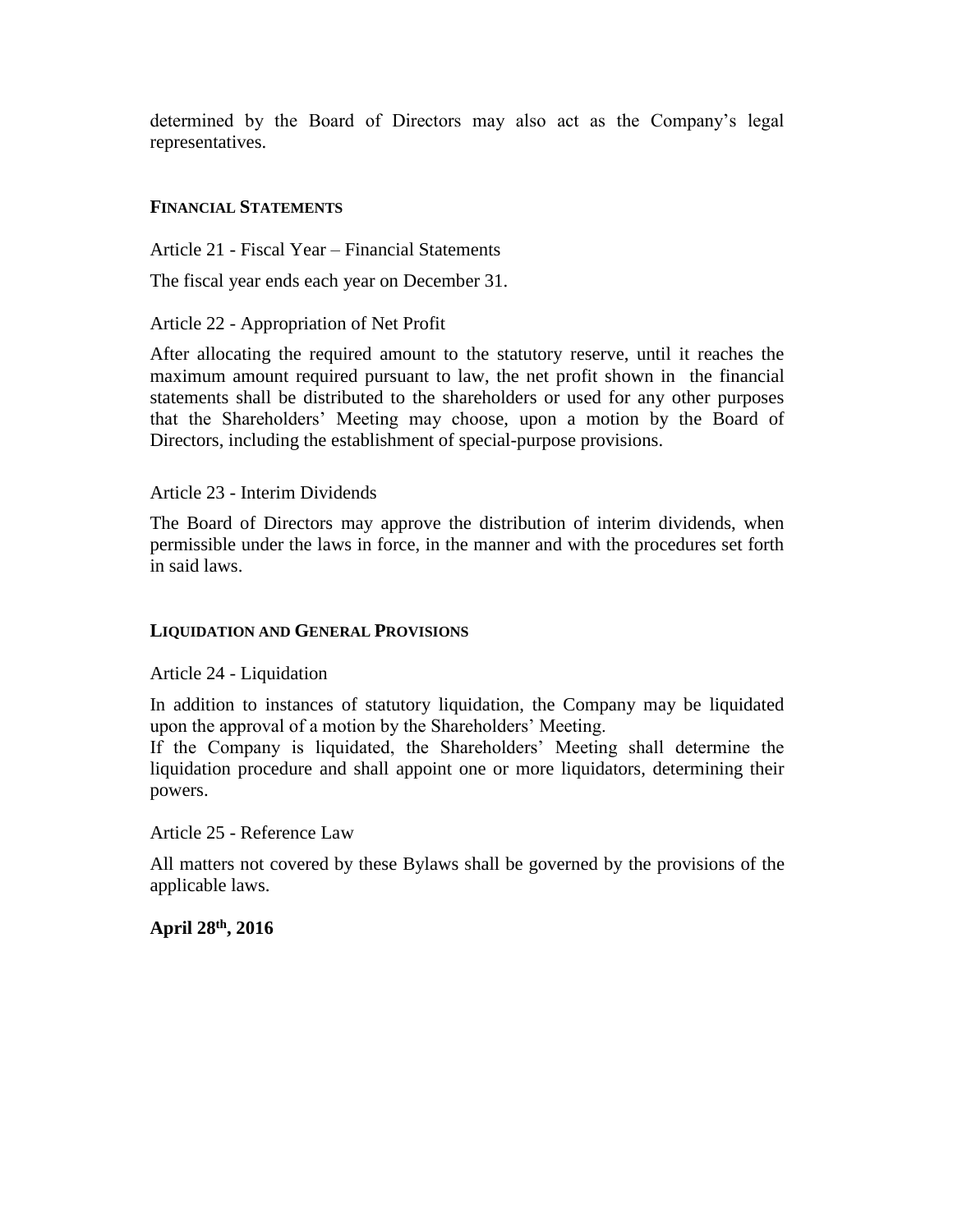determined by the Board of Directors may also act as the Company's legal representatives.

## FINANCIAL STATEMENTS

Article 21 - Fiscal Year – Financial Statements

The fiscal year ends each year on December 31.

Article 22 - Appropriation of Net Profit

After allocating the required amount to the statutory reserve, until it reaches the maximum amount required pursuant to law, the net profit shown in the financial statements shall be distributed to the shareholders or used for any other purposes that the Shareholders' Meeting may choose, upon a motion by the Board of Directors, including the establishment of special-purpose provisions.

Article 23 - Interim Dividends

The Board of Directors may approve the distribution of interim dividends, when permissible under the laws in force, in the manner and with the procedures set forth in said laws.

## LIQUIDATION AND GENERAL PROVISIONS

Article 24 - Liquidation

In addition to instances of statutory liquidation, the Company may be liquidated upon the approval of a motion by the Shareholders' Meeting.

If the Company is liquidated, the Shareholders' Meeting shall determine the liquidation procedure and shall appoint one or more liquidators, determining their powers.

Article 25 - Reference Law

All matters not covered by these Bylaws shall be governed by the provisions of the applicable laws.

**April 28th, 2016**